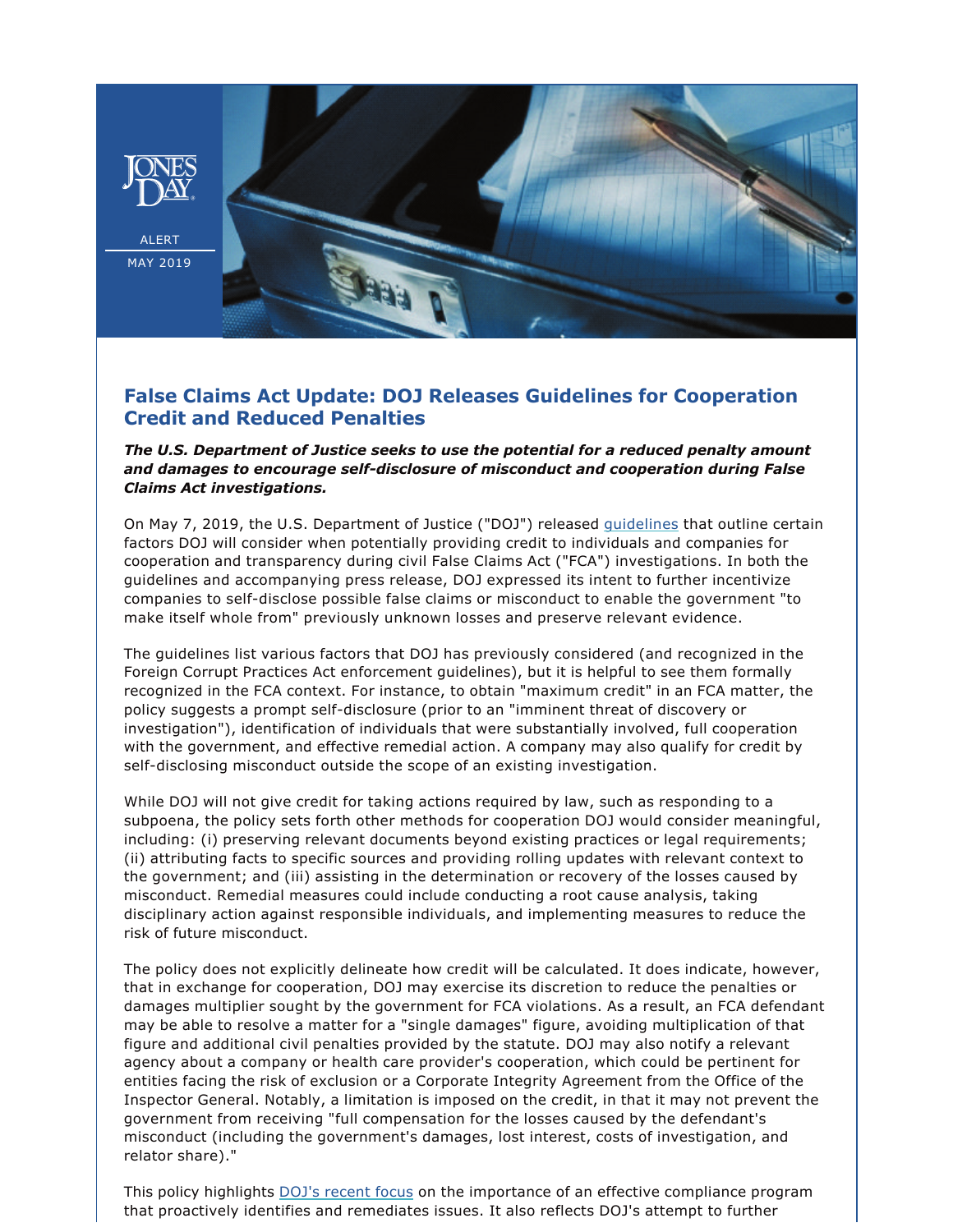ALERT
MAY 2019

# False Claims Act Update: DOJ Releases Guidelines for Cooperation Credit and Reduced Penalties

***The U.S. Department of Justice seeks to use the potential for a reduced penalty amount and damages to encourage self-disclosure of misconduct and cooperation during False Claims Act investigations.***

On May 7, 2019, the U.S. Department of Justice ("DOJ") released guidelines that outline certain factors DOJ will consider when potentially providing credit to individuals and companies for cooperation and transparency during civil False Claims Act ("FCA") investigations. In both the guidelines and accompanying press release, DOJ expressed its intent to further incentivize companies to self-disclose possible false claims or misconduct to enable the government "to make itself whole from" previously unknown losses and preserve relevant evidence.

The guidelines list various factors that DOJ has previously considered (and recognized in the Foreign Corrupt Practices Act enforcement guidelines), but it is helpful to see them formally recognized in the FCA context. For instance, to obtain "maximum credit" in an FCA matter, the policy suggests a prompt self-disclosure (prior to an "imminent threat of discovery or investigation"), identification of individuals that were substantially involved, full cooperation with the government, and effective remedial action. A company may also qualify for credit by self-disclosing misconduct outside the scope of an existing investigation.

While DOJ will not give credit for taking actions required by law, such as responding to a subpoena, the policy sets forth other methods for cooperation DOJ would consider meaningful, including: (i) preserving relevant documents beyond existing practices or legal requirements; (ii) attributing facts to specific sources and providing rolling updates with relevant context to the government; and (iii) assisting in the determination or recovery of the losses caused by misconduct. Remedial measures could include conducting a root cause analysis, taking disciplinary action against responsible individuals, and implementing measures to reduce the risk of future misconduct.

The policy does not explicitly delineate how credit will be calculated. It does indicate, however, that in exchange for cooperation, DOJ may exercise its discretion to reduce the penalties or damages multiplier sought by the government for FCA violations. As a result, an FCA defendant may be able to resolve a matter for a "single damages" figure, avoiding multiplication of that figure and additional civil penalties provided by the statute. DOJ may also notify a relevant agency about a company or health care provider's cooperation, which could be pertinent for entities facing the risk of exclusion or a Corporate Integrity Agreement from the Office of the Inspector General. Notably, a limitation is imposed on the credit, in that it may not prevent the government from receiving "full compensation for the losses caused by the defendant's misconduct (including the government's damages, lost interest, costs of investigation, and relator share)."

This policy highlights DOJ's recent focus on the importance of an effective compliance program that proactively identifies and remediates issues. It also reflects DOJ's attempt to further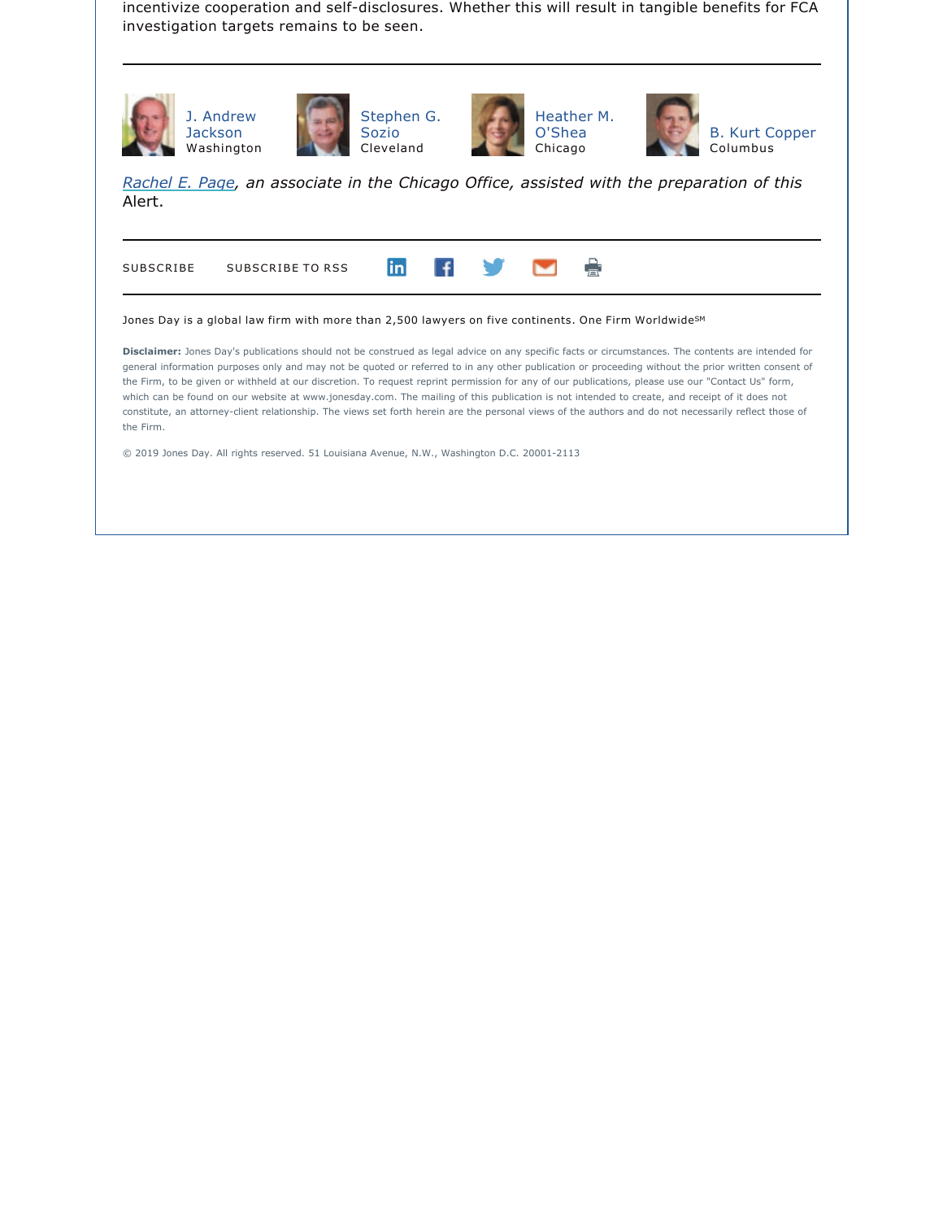incentivize cooperation and self-disclosures. Whether this will result in tangible benefits for FCA investigation targets remains to be seen.

---

J. Andrew Jackson
Washington

Stephen G. Sozio
Cleveland

Heather M. O'Shea
Chicago

B. Kurt Copper
Columbus

*Rachel E. Page, an associate in the Chicago Office, assisted with the preparation of this* Alert.

---

SUBSCRIBE SUBSCRIBE TO RSS

---

Jones Day is a global law firm with more than 2,500 lawyers on five continents. One Firm Worldwide℠

**Disclaimer:** Jones Day's publications should not be construed as legal advice on any specific facts or circumstances. The contents are intended for general information purposes only and may not be quoted or referred to in any other publication or proceeding without the prior written consent of the Firm, to be given or withheld at our discretion. To request reprint permission for any of our publications, please use our "Contact Us" form, which can be found on our website at www.jonesday.com. The mailing of this publication is not intended to create, and receipt of it does not constitute, an attorney-client relationship. The views set forth herein are the personal views of the authors and do not necessarily reflect those of the Firm.

© 2019 Jones Day. All rights reserved. 51 Louisiana Avenue, N.W., Washington D.C. 20001-2113